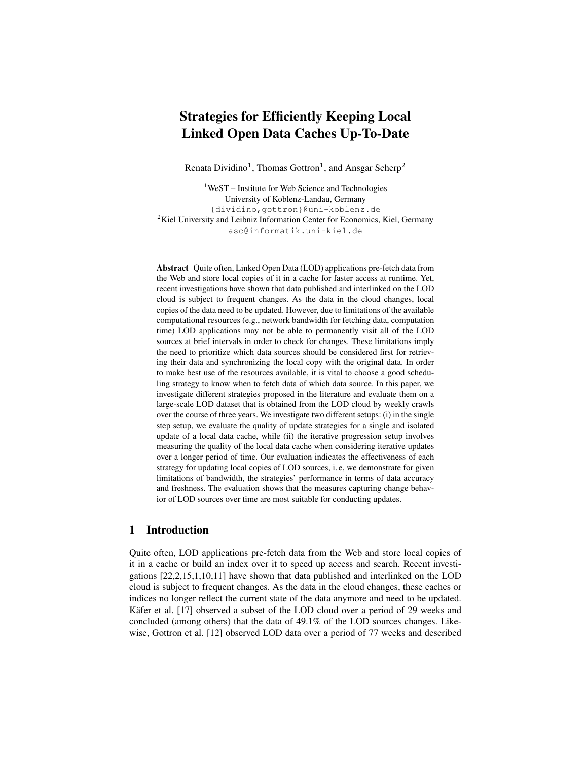# Strategies for Efficiently Keeping Local Linked Open Data Caches Up-To-Date

Renata Dividino[1], Thomas Gottron[1], and Ansgar Scherp[2]

[1]WeST – Institute for Web Science and Technologies
University of Koblenz-Landau, Germany
{dividino,gottron}@uni-koblenz.de
[2]Kiel University and Leibniz Information Center for Economics, Kiel, Germany
asc@informatik.uni-kiel.de

**Abstract** Quite often, Linked Open Data (LOD) applications pre-fetch data from the Web and store local copies of it in a cache for faster access at runtime. Yet, recent investigations have shown that data published and interlinked on the LOD cloud is subject to frequent changes. As the data in the cloud changes, local copies of the data need to be updated. However, due to limitations of the available computational resources (e.g., network bandwidth for fetching data, computation time) LOD applications may not be able to permanently visit all of the LOD sources at brief intervals in order to check for changes. These limitations imply the need to prioritize which data sources should be considered first for retrieving their data and synchronizing the local copy with the original data. In order to make best use of the resources available, it is vital to choose a good scheduling strategy to know when to fetch data of which data source. In this paper, we investigate different strategies proposed in the literature and evaluate them on a large-scale LOD dataset that is obtained from the LOD cloud by weekly crawls over the course of three years. We investigate two different setups: (i) in the single step setup, we evaluate the quality of update strategies for a single and isolated update of a local data cache, while (ii) the iterative progression setup involves measuring the quality of the local data cache when considering iterative updates over a longer period of time. Our evaluation indicates the effectiveness of each strategy for updating local copies of LOD sources, i. e, we demonstrate for given limitations of bandwidth, the strategies' performance in terms of data accuracy and freshness. The evaluation shows that the measures capturing change behavior of LOD sources over time are most suitable for conducting updates.

## 1 Introduction

Quite often, LOD applications pre-fetch data from the Web and store local copies of it in a cache or build an index over it to speed up access and search. Recent investigations [22,2,15,1,10,11] have shown that data published and interlinked on the LOD cloud is subject to frequent changes. As the data in the cloud changes, these caches or indices no longer reflect the current state of the data anymore and need to be updated. Käfer et al. [17] observed a subset of the LOD cloud over a period of 29 weeks and concluded (among others) that the data of 49.1% of the LOD sources changes. Likewise, Gottron et al. [12] observed LOD data over a period of 77 weeks and described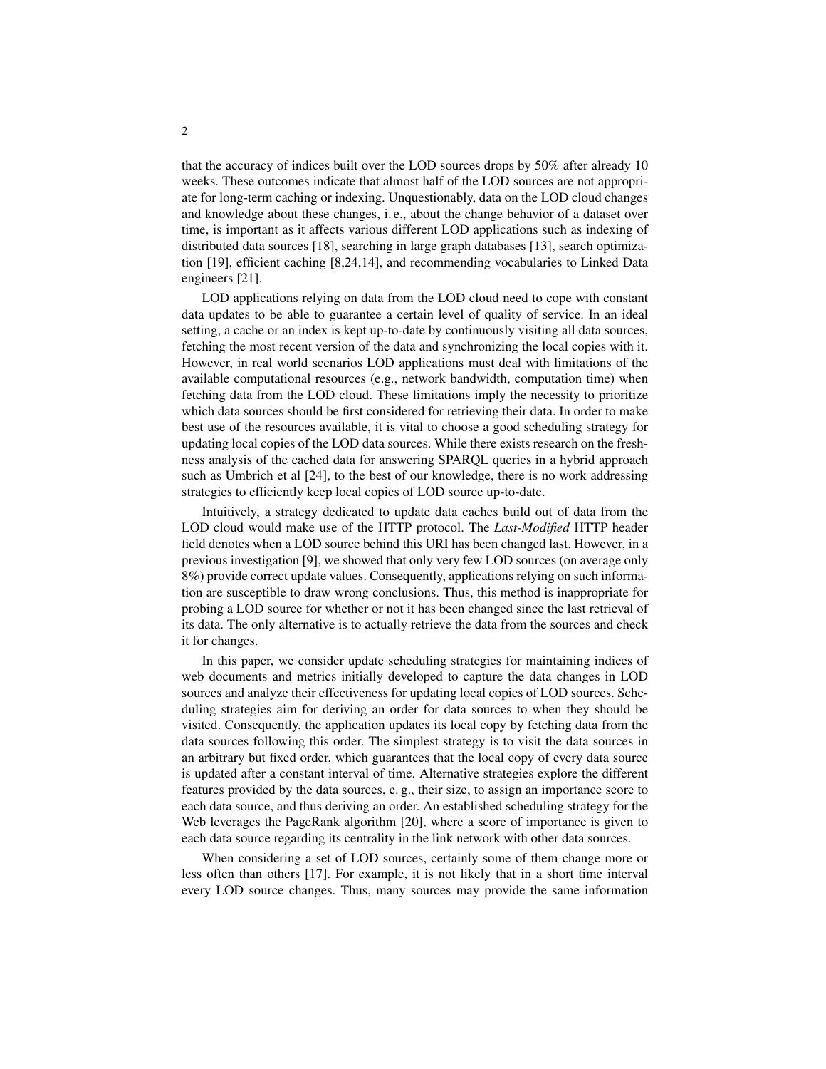that the accuracy of indices built over the LOD sources drops by 50% after already 10 weeks. These outcomes indicate that almost half of the LOD sources are not appropriate for long-term caching or indexing. Unquestionably, data on the LOD cloud changes and knowledge about these changes, i. e., about the change behavior of a dataset over time, is important as it affects various different LOD applications such as indexing of distributed data sources [18], searching in large graph databases [13], search optimization [19], efficient caching [8,24,14], and recommending vocabularies to Linked Data engineers [21].

LOD applications relying on data from the LOD cloud need to cope with constant data updates to be able to guarantee a certain level of quality of service. In an ideal setting, a cache or an index is kept up-to-date by continuously visiting all data sources, fetching the most recent version of the data and synchronizing the local copies with it. However, in real world scenarios LOD applications must deal with limitations of the available computational resources (e.g., network bandwidth, computation time) when fetching data from the LOD cloud. These limitations imply the necessity to prioritize which data sources should be first considered for retrieving their data. In order to make best use of the resources available, it is vital to choose a good scheduling strategy for updating local copies of the LOD data sources. While there exists research on the freshness analysis of the cached data for answering SPARQL queries in a hybrid approach such as Umbrich et al [24], to the best of our knowledge, there is no work addressing strategies to efficiently keep local copies of LOD source up-to-date.

Intuitively, a strategy dedicated to update data caches build out of data from the LOD cloud would make use of the HTTP protocol. The *Last-Modified* HTTP header field denotes when a LOD source behind this URI has been changed last. However, in a previous investigation [9], we showed that only very few LOD sources (on average only 8%) provide correct update values. Consequently, applications relying on such information are susceptible to draw wrong conclusions. Thus, this method is inappropriate for probing a LOD source for whether or not it has been changed since the last retrieval of its data. The only alternative is to actually retrieve the data from the sources and check it for changes.

In this paper, we consider update scheduling strategies for maintaining indices of web documents and metrics initially developed to capture the data changes in LOD sources and analyze their effectiveness for updating local copies of LOD sources. Scheduling strategies aim for deriving an order for data sources to when they should be visited. Consequently, the application updates its local copy by fetching data from the data sources following this order. The simplest strategy is to visit the data sources in an arbitrary but fixed order, which guarantees that the local copy of every data source is updated after a constant interval of time. Alternative strategies explore the different features provided by the data sources, e. g., their size, to assign an importance score to each data source, and thus deriving an order. An established scheduling strategy for the Web leverages the PageRank algorithm [20], where a score of importance is given to each data source regarding its centrality in the link network with other data sources.

When considering a set of LOD sources, certainly some of them change more or less often than others [17]. For example, it is not likely that in a short time interval every LOD source changes. Thus, many sources may provide the same information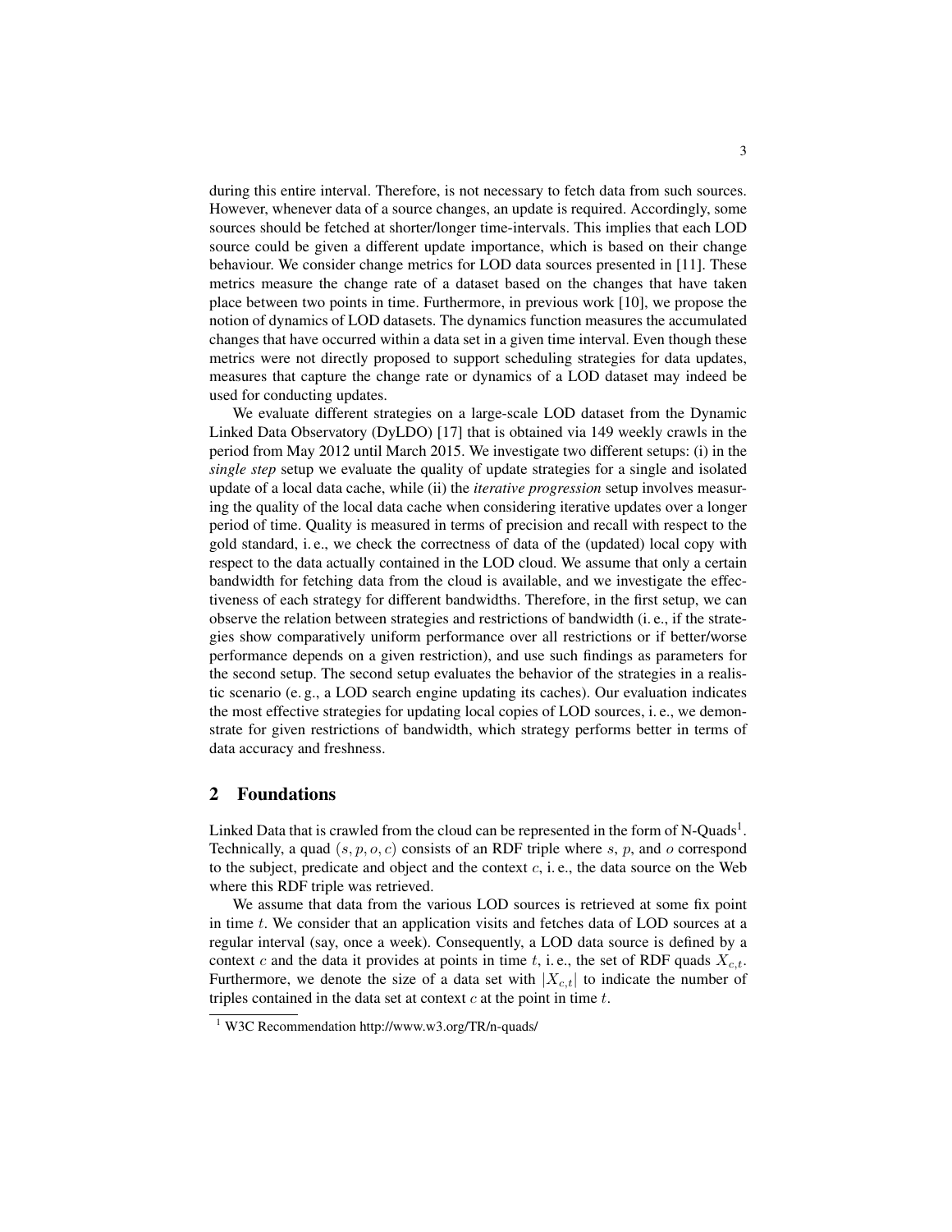during this entire interval. Therefore, is not necessary to fetch data from such sources. However, whenever data of a source changes, an update is required. Accordingly, some sources should be fetched at shorter/longer time-intervals. This implies that each LOD source could be given a different update importance, which is based on their change behaviour. We consider change metrics for LOD data sources presented in [11]. These metrics measure the change rate of a dataset based on the changes that have taken place between two points in time. Furthermore, in previous work [10], we propose the notion of dynamics of LOD datasets. The dynamics function measures the accumulated changes that have occurred within a data set in a given time interval. Even though these metrics were not directly proposed to support scheduling strategies for data updates, measures that capture the change rate or dynamics of a LOD dataset may indeed be used for conducting updates.

We evaluate different strategies on a large-scale LOD dataset from the Dynamic Linked Data Observatory (DyLDO) [17] that is obtained via 149 weekly crawls in the period from May 2012 until March 2015. We investigate two different setups: (i) in the *single step* setup we evaluate the quality of update strategies for a single and isolated update of a local data cache, while (ii) the *iterative progression* setup involves measuring the quality of the local data cache when considering iterative updates over a longer period of time. Quality is measured in terms of precision and recall with respect to the gold standard, i. e., we check the correctness of data of the (updated) local copy with respect to the data actually contained in the LOD cloud. We assume that only a certain bandwidth for fetching data from the cloud is available, and we investigate the effectiveness of each strategy for different bandwidths. Therefore, in the first setup, we can observe the relation between strategies and restrictions of bandwidth (i. e., if the strategies show comparatively uniform performance over all restrictions or if better/worse performance depends on a given restriction), and use such findings as parameters for the second setup. The second setup evaluates the behavior of the strategies in a realistic scenario (e. g., a LOD search engine updating its caches). Our evaluation indicates the most effective strategies for updating local copies of LOD sources, i. e., we demonstrate for given restrictions of bandwidth, which strategy performs better in terms of data accuracy and freshness.

## 2 Foundations

Linked Data that is crawled from the cloud can be represented in the form of N-Quads[1]. Technically, a quad $(s, p, o, c)$ consists of an RDF triple where $s$, $p$, and $o$ correspond to the subject, predicate and object and the context $c$, i. e., the data source on the Web where this RDF triple was retrieved.

We assume that data from the various LOD sources is retrieved at some fix point in time $t$. We consider that an application visits and fetches data of LOD sources at a regular interval (say, once a week). Consequently, a LOD data source is defined by a context $c$ and the data it provides at points in time $t$, i. e., the set of RDF quads $X_{c,t}$. Furthermore, we denote the size of a data set with $|X_{c,t}|$ to indicate the number of triples contained in the data set at context $c$ at the point in time $t$.

[1] W3C Recommendation http://www.w3.org/TR/n-quads/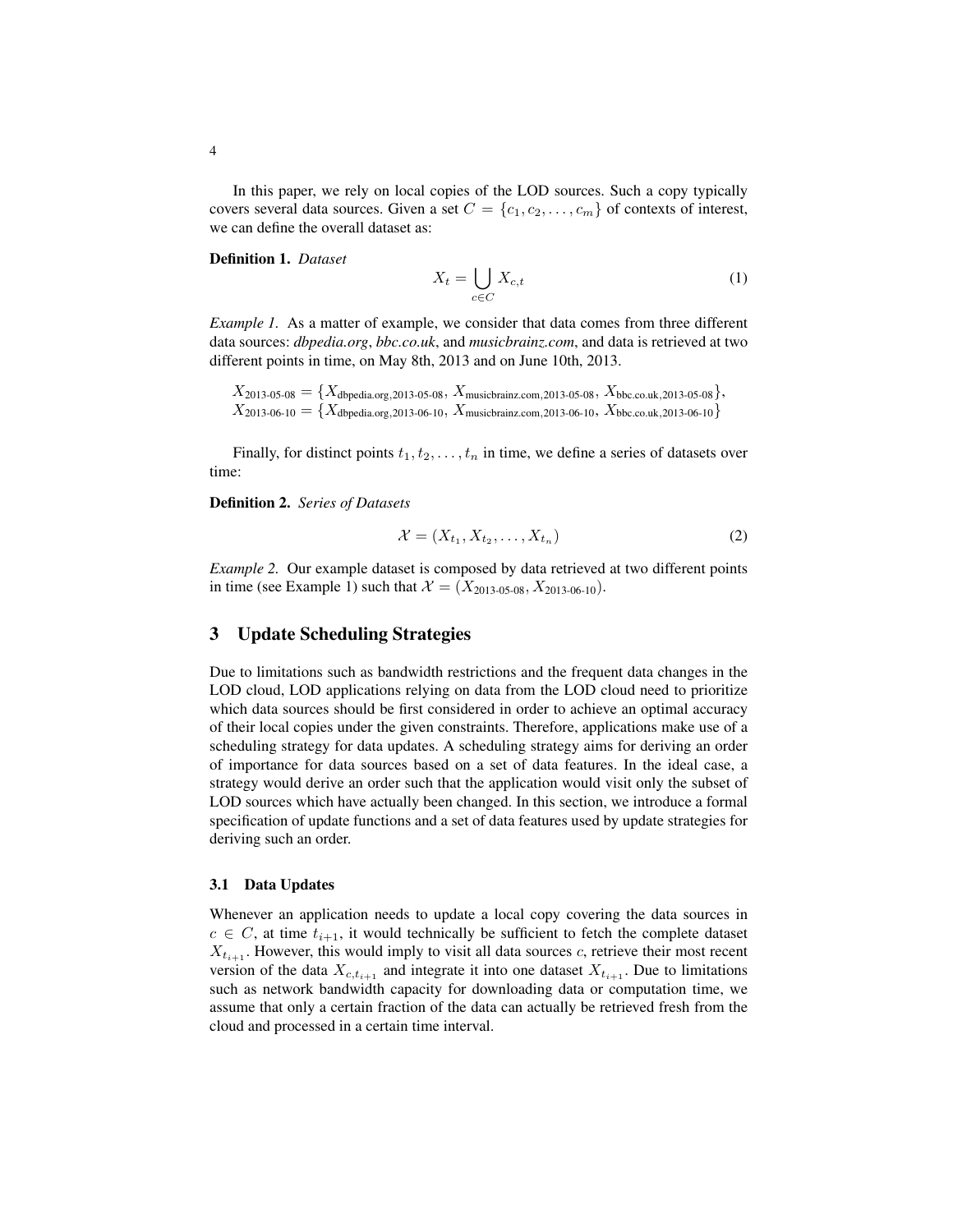In this paper, we rely on local copies of the LOD sources. Such a copy typically covers several data sources. Given a set $C = \{c_1, c_2, \ldots, c_m\}$ of contexts of interest, we can define the overall dataset as:

**Definition 1.** *Dataset*

$$X_t = \bigcup_{c \in C} X_{c,t} \tag{1}$$

*Example 1.* As a matter of example, we consider that data comes from three different data sources: *dbpedia.org*, *bbc.co.uk*, and *musicbrainz.com*, and data is retrieved at two different points in time, on May 8th, 2013 and on June 10th, 2013.

$$X_{\text{2013-05-08}} = \{X_{\text{dbpedia.org,2013-05-08}}, X_{\text{musicbrainz.com,2013-05-08}}, X_{\text{bbc.co.uk,2013-05-08}}\},$$
$$X_{\text{2013-06-10}} = \{X_{\text{dbpedia.org,2013-06-10}}, X_{\text{musicbrainz.com,2013-06-10}}, X_{\text{bbc.co.uk,2013-06-10}}\}$$

Finally, for distinct points $t_1, t_2, \ldots, t_n$ in time, we define a series of datasets over time:

**Definition 2.** *Series of Datasets*

$$\mathcal{X} = (X_{t_1}, X_{t_2}, \ldots, X_{t_n}) \tag{2}$$

*Example 2.* Our example dataset is composed by data retrieved at two different points in time (see Example 1) such that $\mathcal{X} = (X_{\text{2013-05-08}}, X_{\text{2013-06-10}})$.

## 3 Update Scheduling Strategies

Due to limitations such as bandwidth restrictions and the frequent data changes in the LOD cloud, LOD applications relying on data from the LOD cloud need to prioritize which data sources should be first considered in order to achieve an optimal accuracy of their local copies under the given constraints. Therefore, applications make use of a scheduling strategy for data updates. A scheduling strategy aims for deriving an order of importance for data sources based on a set of data features. In the ideal case, a strategy would derive an order such that the application would visit only the subset of LOD sources which have actually been changed. In this section, we introduce a formal specification of update functions and a set of data features used by update strategies for deriving such an order.

### 3.1 Data Updates

Whenever an application needs to update a local copy covering the data sources in $c \in C$, at time $t_{i+1}$, it would technically be sufficient to fetch the complete dataset $X_{t_{i+1}}$. However, this would imply to visit all data sources $c$, retrieve their most recent version of the data $X_{c,t_{i+1}}$ and integrate it into one dataset $X_{t_{i+1}}$. Due to limitations such as network bandwidth capacity for downloading data or computation time, we assume that only a certain fraction of the data can actually be retrieved fresh from the cloud and processed in a certain time interval.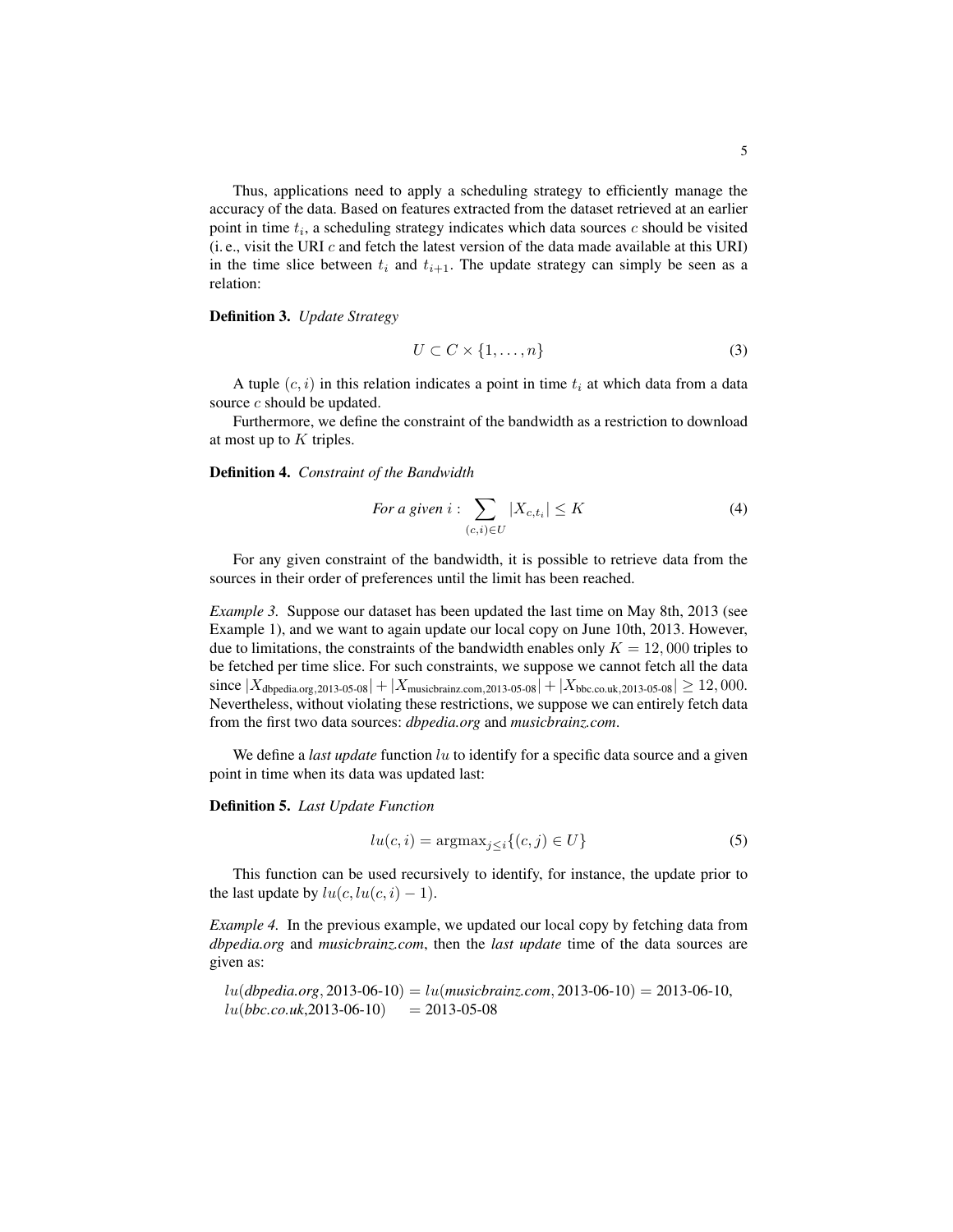Thus, applications need to apply a scheduling strategy to efficiently manage the accuracy of the data. Based on features extracted from the dataset retrieved at an earlier point in time $t_i$, a scheduling strategy indicates which data sources $c$ should be visited (i. e., visit the URI $c$ and fetch the latest version of the data made available at this URI) in the time slice between $t_i$ and $t_{i+1}$. The update strategy can simply be seen as a relation:

**Definition 3.** *Update Strategy*

$$U \subset C \times \{1, \ldots, n\} \tag{3}$$

A tuple $(c, i)$ in this relation indicates a point in time $t_i$ at which data from a data source $c$ should be updated.

Furthermore, we define the constraint of the bandwidth as a restriction to download at most up to $K$ triples.

**Definition 4.** *Constraint of the Bandwidth*

$$\textit{For a given } i : \sum_{(c,i) \in U} |X_{c,t_i}| \leq K \tag{4}$$

For any given constraint of the bandwidth, it is possible to retrieve data from the sources in their order of preferences until the limit has been reached.

*Example 3.* Suppose our dataset has been updated the last time on May 8th, 2013 (see Example 1), and we want to again update our local copy on June 10th, 2013. However, due to limitations, the constraints of the bandwidth enables only $K = 12,000$ triples to be fetched per time slice. For such constraints, we suppose we cannot fetch all the data since $|X_{\text{dbpedia.org},2013\text{-}05\text{-}08}| + |X_{\text{musicbrainz.com},2013\text{-}05\text{-}08}| + |X_{\text{bbc.co.uk},2013\text{-}05\text{-}08}| \geq 12,000$. Nevertheless, without violating these restrictions, we suppose we can entirely fetch data from the first two data sources: *dbpedia.org* and *musicbrainz.com*.

We define a *last update* function $lu$ to identify for a specific data source and a given point in time when its data was updated last:

**Definition 5.** *Last Update Function*

$$lu(c, i) = \text{argmax}_{j \leq i}\{(c, j) \in U\} \tag{5}$$

This function can be used recursively to identify, for instance, the update prior to the last update by $lu(c, lu(c, i) - 1)$.

*Example 4.* In the previous example, we updated our local copy by fetching data from *dbpedia.org* and *musicbrainz.com*, then the *last update* time of the data sources are given as:

$lu(\textit{dbpedia.org}, \text{2013-06-10}) = lu(\textit{musicbrainz.com}, \text{2013-06-10}) = \text{2013-06-10}$,
$lu(\textit{bbc.co.uk}, \text{2013-06-10}) = \text{2013-05-08}$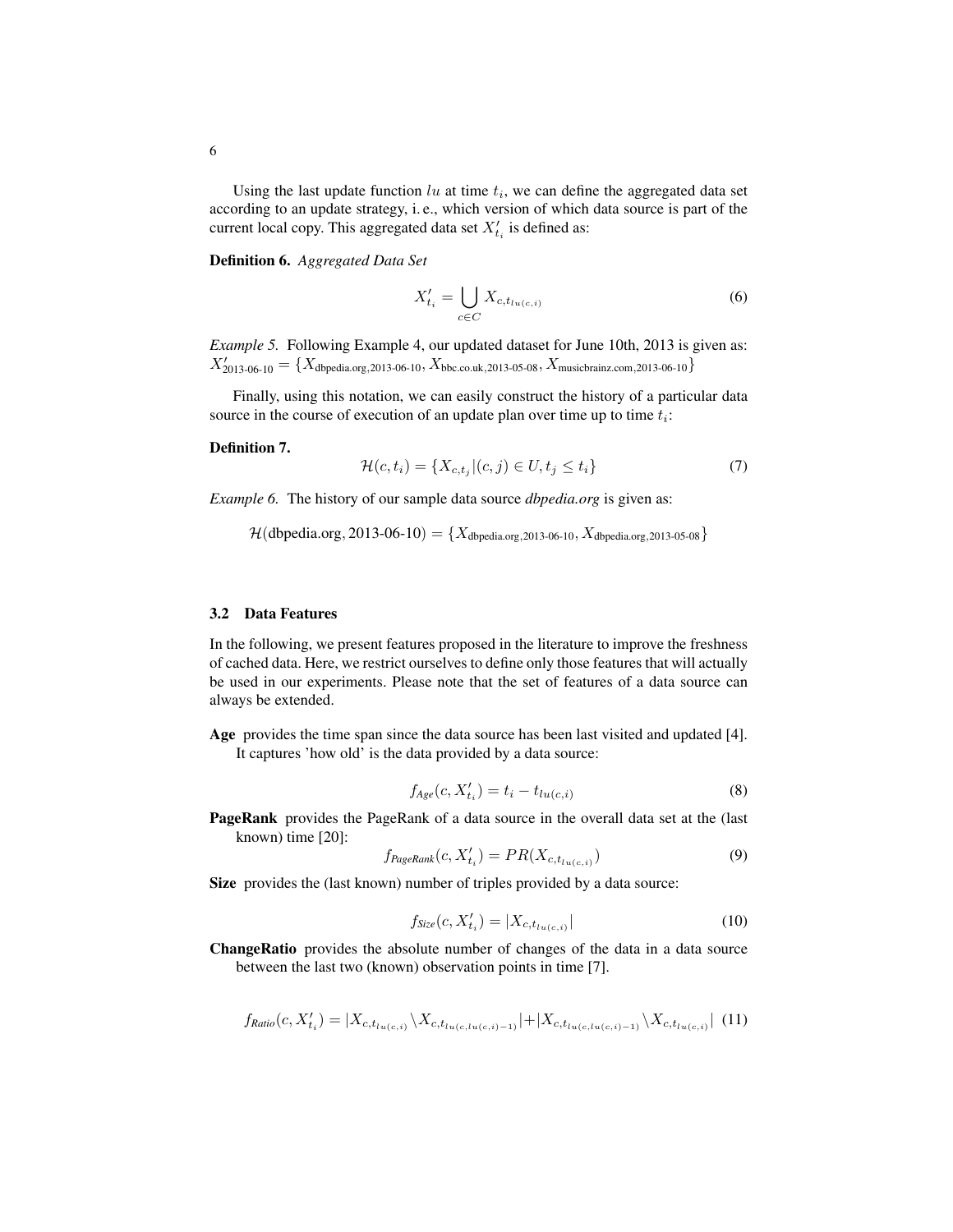Using the last update function $lu$ at time $t_i$, we can define the aggregated data set according to an update strategy, i. e., which version of which data source is part of the current local copy. This aggregated data set $X'_{t_i}$ is defined as:

**Definition 6.** *Aggregated Data Set*

$$X'_{t_i} = \bigcup_{c \in C} X_{c,t_{lu(c,i)}} \tag{6}$$

*Example 5.* Following Example 4, our updated dataset for June 10th, 2013 is given as: $X'_{\text{2013-06-10}} = \{X_{\text{dbpedia.org,2013-06-10}}, X_{\text{bbc.co.uk,2013-05-08}}, X_{\text{musicbrainz.com,2013-06-10}}\}$

Finally, using this notation, we can easily construct the history of a particular data source in the course of execution of an update plan over time up to time $t_i$:

**Definition 7.**

$$\mathcal{H}(c, t_i) = \{X_{c,t_j} | (c, j) \in U, t_j \leq t_i\} \tag{7}$$

*Example 6.* The history of our sample data source *dbpedia.org* is given as:

$$\mathcal{H}(\text{dbpedia.org}, \text{2013-06-10}) = \{X_{\text{dbpedia.org,2013-06-10}}, X_{\text{dbpedia.org,2013-05-08}}\}$$

### 3.2 Data Features

In the following, we present features proposed in the literature to improve the freshness of cached data. Here, we restrict ourselves to define only those features that will actually be used in our experiments. Please note that the set of features of a data source can always be extended.

**Age** provides the time span since the data source has been last visited and updated [4]. It captures 'how old' is the data provided by a data source:

$$f_{Age}(c, X'_{t_i}) = t_i - t_{lu(c,i)} \tag{8}$$

**PageRank** provides the PageRank of a data source in the overall data set at the (last known) time [20]:

$$f_{PageRank}(c, X'_{t_i}) = PR(X_{c,t_{lu(c,i)}}) \tag{9}$$

**Size** provides the (last known) number of triples provided by a data source:

$$f_{Size}(c, X'_{t_i}) = |X_{c,t_{lu(c,i)}}| \tag{10}$$

**ChangeRatio** provides the absolute number of changes of the data in a data source between the last two (known) observation points in time [7].

$$f_{Ratio}(c, X'_{t_i}) = |X_{c,t_{lu(c,i)}} \setminus X_{c,t_{lu(c,lu(c,i)-1)}}| + |X_{c,t_{lu(c,lu(c,i)-1)}} \setminus X_{c,t_{lu(c,i)}}| \tag{11}$$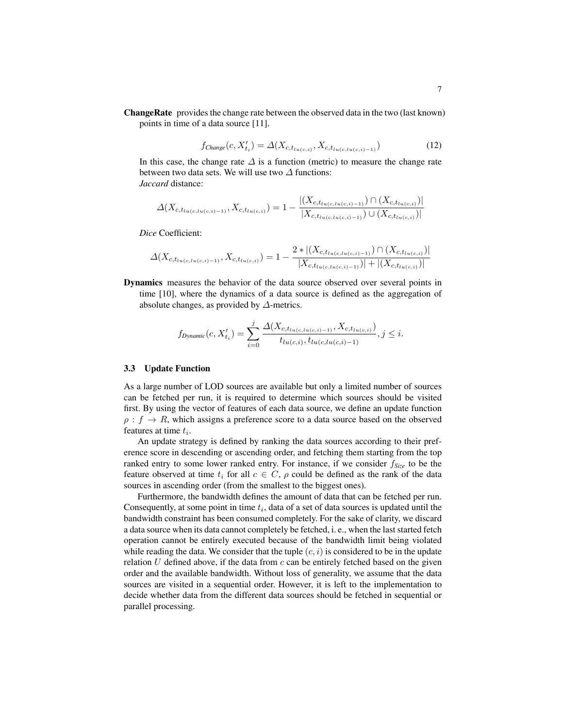**ChangeRate** provides the change rate between the observed data in the two (last known) points in time of a data source [11].

$$f_{Change}(c, X'_{t_i}) = \Delta(X_{c,t_{lu(c,i)}}, X_{c,t_{lu(c,lu(c,i)-1)}}) \tag{12}$$

In this case, the change rate $\Delta$ is a function (metric) to measure the change rate between two data sets. We will use two $\Delta$ functions:
*Jaccard* distance:

$$\Delta(X_{c,t_{lu(c,lu(c,i)-1)}}, X_{c,t_{lu(c,i)}}) = 1 - \frac{|(X_{c,t_{lu(c,lu(c,i)-1)}}) \cap (X_{c,t_{lu(c,i)}})|}{|X_{c,t_{lu(c,lu(c,i)-1)}}) \cup (X_{c,t_{lu(c,i)}})|}$$

*Dice* Coefficient:

$$\Delta(X_{c,t_{lu(c,lu(c,i)-1)}}, X_{c,t_{lu(c,i)}}) = 1 - \frac{2 * |(X_{c,t_{lu(c,lu(c,i)-1)}}) \cap (X_{c,t_{lu(c,i)}})|}{|X_{c,t_{lu(c,lu(c,i)-1)}})| + |(X_{c,t_{lu(c,i)}})|}$$

**Dynamics** measures the behavior of the data source observed over several points in time [10], where the dynamics of a data source is defined as the aggregation of absolute changes, as provided by $\Delta$-metrics.

$$f_{Dynamic}(c, X'_{t_i}) = \sum_{i=0}^{j} \frac{\Delta(X_{c,t_{lu(c,lu(c,i)-1)}}, X_{c,t_{lu(c,i)}})}{t_{lu(c,i)}, t_{lu(c,lu(c,i)-1)}}, j \leq i.$$

### 3.3 Update Function

As a large number of LOD sources are available but only a limited number of sources can be fetched per run, it is required to determine which sources should be visited first. By using the vector of features of each data source, we define an update function $\rho : f \rightarrow R$, which assigns a preference score to a data source based on the observed features at time $t_i$.

An update strategy is defined by ranking the data sources according to their preference score in descending or ascending order, and fetching them starting from the top ranked entry to some lower ranked entry. For instance, if we consider $f_{Size}$ to be the feature observed at time $t_i$ for all $c \in C$, $\rho$ could be defined as the rank of the data sources in ascending order (from the smallest to the biggest ones).

Furthermore, the bandwidth defines the amount of data that can be fetched per run. Consequently, at some point in time $t_i$, data of a set of data sources is updated until the bandwidth constraint has been consumed completely. For the sake of clarity, we discard a data source when its data cannot completely be fetched, i. e., when the last started fetch operation cannot be entirely executed because of the bandwidth limit being violated while reading the data. We consider that the tuple $(c, i)$ is considered to be in the update relation $U$ defined above, if the data from $c$ can be entirely fetched based on the given order and the available bandwidth. Without loss of generality, we assume that the data sources are visited in a sequential order. However, it is left to the implementation to decide whether data from the different data sources should be fetched in sequential or parallel processing.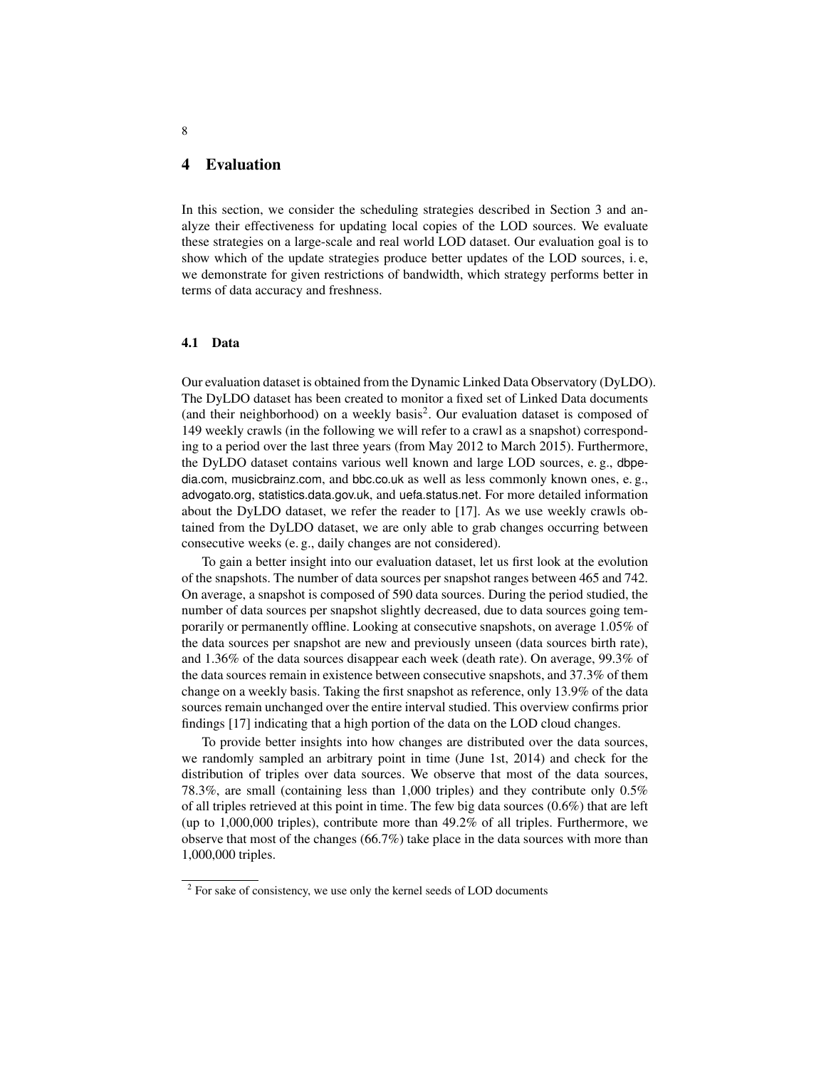## 4 Evaluation

In this section, we consider the scheduling strategies described in Section 3 and analyze their effectiveness for updating local copies of the LOD sources. We evaluate these strategies on a large-scale and real world LOD dataset. Our evaluation goal is to show which of the update strategies produce better updates of the LOD sources, i. e, we demonstrate for given restrictions of bandwidth, which strategy performs better in terms of data accuracy and freshness.

### 4.1 Data

Our evaluation dataset is obtained from the Dynamic Linked Data Observatory (DyLDO). The DyLDO dataset has been created to monitor a fixed set of Linked Data documents (and their neighborhood) on a weekly basis[2]. Our evaluation dataset is composed of 149 weekly crawls (in the following we will refer to a crawl as a snapshot) corresponding to a period over the last three years (from May 2012 to March 2015). Furthermore, the DyLDO dataset contains various well known and large LOD sources, e. g., dbpedia.com, musicbrainz.com, and bbc.co.uk as well as less commonly known ones, e. g., advogato.org, statistics.data.gov.uk, and uefa.status.net. For more detailed information about the DyLDO dataset, we refer the reader to [17]. As we use weekly crawls obtained from the DyLDO dataset, we are only able to grab changes occurring between consecutive weeks (e. g., daily changes are not considered).

To gain a better insight into our evaluation dataset, let us first look at the evolution of the snapshots. The number of data sources per snapshot ranges between 465 and 742. On average, a snapshot is composed of 590 data sources. During the period studied, the number of data sources per snapshot slightly decreased, due to data sources going temporarily or permanently offline. Looking at consecutive snapshots, on average 1.05% of the data sources per snapshot are new and previously unseen (data sources birth rate), and 1.36% of the data sources disappear each week (death rate). On average, 99.3% of the data sources remain in existence between consecutive snapshots, and 37.3% of them change on a weekly basis. Taking the first snapshot as reference, only 13.9% of the data sources remain unchanged over the entire interval studied. This overview confirms prior findings [17] indicating that a high portion of the data on the LOD cloud changes.

To provide better insights into how changes are distributed over the data sources, we randomly sampled an arbitrary point in time (June 1st, 2014) and check for the distribution of triples over data sources. We observe that most of the data sources, 78.3%, are small (containing less than 1,000 triples) and they contribute only 0.5% of all triples retrieved at this point in time. The few big data sources (0.6%) that are left (up to 1,000,000 triples), contribute more than 49.2% of all triples. Furthermore, we observe that most of the changes (66.7%) take place in the data sources with more than 1,000,000 triples.

[2] For sake of consistency, we use only the kernel seeds of LOD documents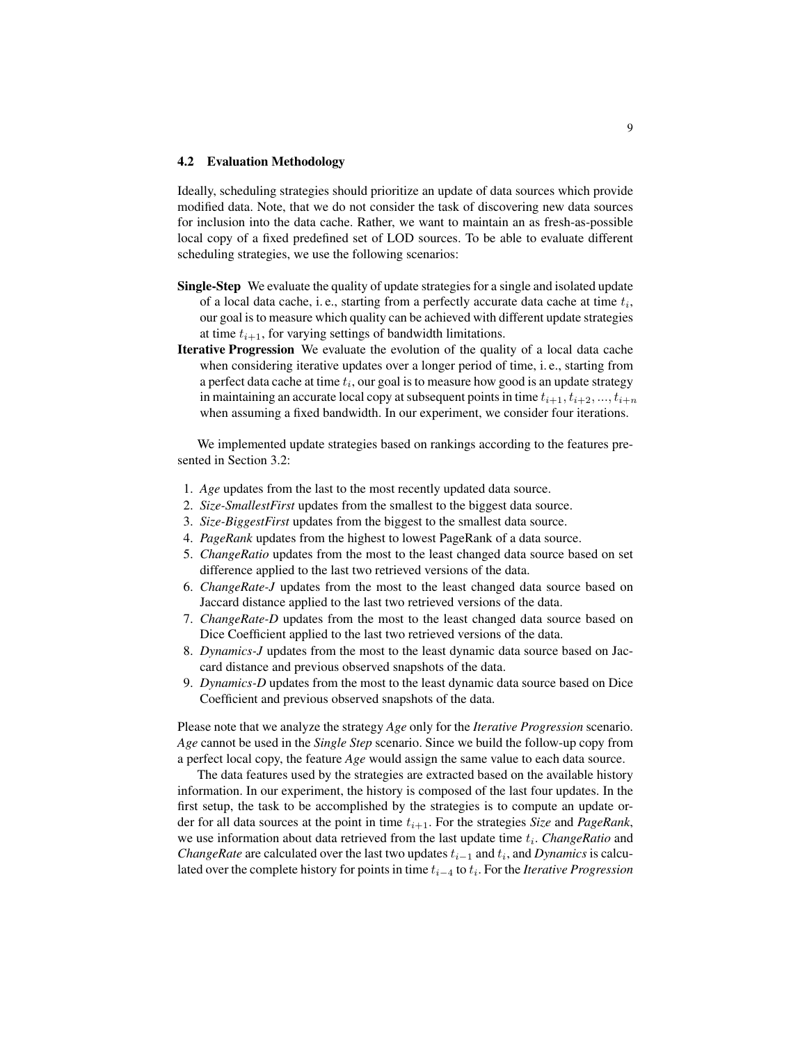### 4.2 Evaluation Methodology

Ideally, scheduling strategies should prioritize an update of data sources which provide modified data. Note, that we do not consider the task of discovering new data sources for inclusion into the data cache. Rather, we want to maintain an as fresh-as-possible local copy of a fixed predefined set of LOD sources. To be able to evaluate different scheduling strategies, we use the following scenarios:

**Single-Step** We evaluate the quality of update strategies for a single and isolated update of a local data cache, i. e., starting from a perfectly accurate data cache at time $t_i$, our goal is to measure which quality can be achieved with different update strategies at time $t_{i+1}$, for varying settings of bandwidth limitations.

**Iterative Progression** We evaluate the evolution of the quality of a local data cache when considering iterative updates over a longer period of time, i. e., starting from a perfect data cache at time $t_i$, our goal is to measure how good is an update strategy in maintaining an accurate local copy at subsequent points in time $t_{i+1}, t_{i+2}, ..., t_{i+n}$ when assuming a fixed bandwidth. In our experiment, we consider four iterations.

We implemented update strategies based on rankings according to the features presented in Section 3.2:

1. *Age* updates from the last to the most recently updated data source.
2. *Size-SmallestFirst* updates from the smallest to the biggest data source.
3. *Size-BiggestFirst* updates from the biggest to the smallest data source.
4. *PageRank* updates from the highest to lowest PageRank of a data source.
5. *ChangeRatio* updates from the most to the least changed data source based on set difference applied to the last two retrieved versions of the data.
6. *ChangeRate-J* updates from the most to the least changed data source based on Jaccard distance applied to the last two retrieved versions of the data.
7. *ChangeRate-D* updates from the most to the least changed data source based on Dice Coefficient applied to the last two retrieved versions of the data.
8. *Dynamics-J* updates from the most to the least dynamic data source based on Jaccard distance and previous observed snapshots of the data.
9. *Dynamics-D* updates from the most to the least dynamic data source based on Dice Coefficient and previous observed snapshots of the data.

Please note that we analyze the strategy *Age* only for the *Iterative Progression* scenario. *Age* cannot be used in the *Single Step* scenario. Since we build the follow-up copy from a perfect local copy, the feature *Age* would assign the same value to each data source.

The data features used by the strategies are extracted based on the available history information. In our experiment, the history is composed of the last four updates. In the first setup, the task to be accomplished by the strategies is to compute an update order for all data sources at the point in time $t_{i+1}$. For the strategies *Size* and *PageRank*, we use information about data retrieved from the last update time $t_i$. *ChangeRatio* and *ChangeRate* are calculated over the last two updates $t_{i-1}$ and $t_i$, and *Dynamics* is calculated over the complete history for points in time $t_{i-4}$ to $t_i$. For the *Iterative Progression*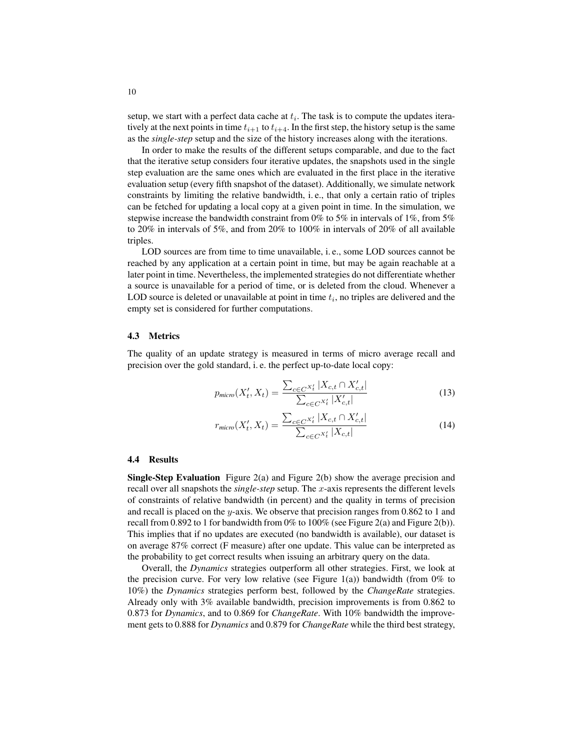setup, we start with a perfect data cache at $t_i$. The task is to compute the updates iteratively at the next points in time $t_{i+1}$ to $t_{i+4}$. In the first step, the history setup is the same as the *single-step* setup and the size of the history increases along with the iterations.

In order to make the results of the different setups comparable, and due to the fact that the iterative setup considers four iterative updates, the snapshots used in the single step evaluation are the same ones which are evaluated in the first place in the iterative evaluation setup (every fifth snapshot of the dataset). Additionally, we simulate network constraints by limiting the relative bandwidth, i. e., that only a certain ratio of triples can be fetched for updating a local copy at a given point in time. In the simulation, we stepwise increase the bandwidth constraint from 0% to 5% in intervals of 1%, from 5% to 20% in intervals of 5%, and from 20% to 100% in intervals of 20% of all available triples.

LOD sources are from time to time unavailable, i. e., some LOD sources cannot be reached by any application at a certain point in time, but may be again reachable at a later point in time. Nevertheless, the implemented strategies do not differentiate whether a source is unavailable for a period of time, or is deleted from the cloud. Whenever a LOD source is deleted or unavailable at point in time $t_i$, no triples are delivered and the empty set is considered for further computations.

### 4.3 Metrics

The quality of an update strategy is measured in terms of micro average recall and precision over the gold standard, i. e. the perfect up-to-date local copy:

$$p_{micro}(X'_t, X_t) = \frac{\sum_{c \in C^{X'_t}} |X_{c,t} \cap X'_{c,t}|}{\sum_{c \in C^{X'_t}} |X'_{c,t}|} \tag{13}$$

$$r_{micro}(X'_t, X_t) = \frac{\sum_{c \in C^{X'_t}} |X_{c,t} \cap X'_{c,t}|}{\sum_{c \in C^{X'_t}} |X_{c,t}|} \tag{14}$$

### 4.4 Results

**Single-Step Evaluation** Figure 2(a) and Figure 2(b) show the average precision and recall over all snapshots the *single-step* setup. The $x$-axis represents the different levels of constraints of relative bandwidth (in percent) and the quality in terms of precision and recall is placed on the $y$-axis. We observe that precision ranges from 0.862 to 1 and recall from 0.892 to 1 for bandwidth from 0% to 100% (see Figure 2(a) and Figure 2(b)). This implies that if no updates are executed (no bandwidth is available), our dataset is on average 87% correct (F measure) after one update. This value can be interpreted as the probability to get correct results when issuing an arbitrary query on the data.

Overall, the *Dynamics* strategies outperform all other strategies. First, we look at the precision curve. For very low relative (see Figure 1(a)) bandwidth (from 0% to 10%) the *Dynamics* strategies perform best, followed by the *ChangeRate* strategies. Already only with 3% available bandwidth, precision improvements is from 0.862 to 0.873 for *Dynamics*, and to 0.869 for *ChangeRate*. With 10% bandwidth the improvement gets to 0.888 for *Dynamics* and 0.879 for *ChangeRate* while the third best strategy,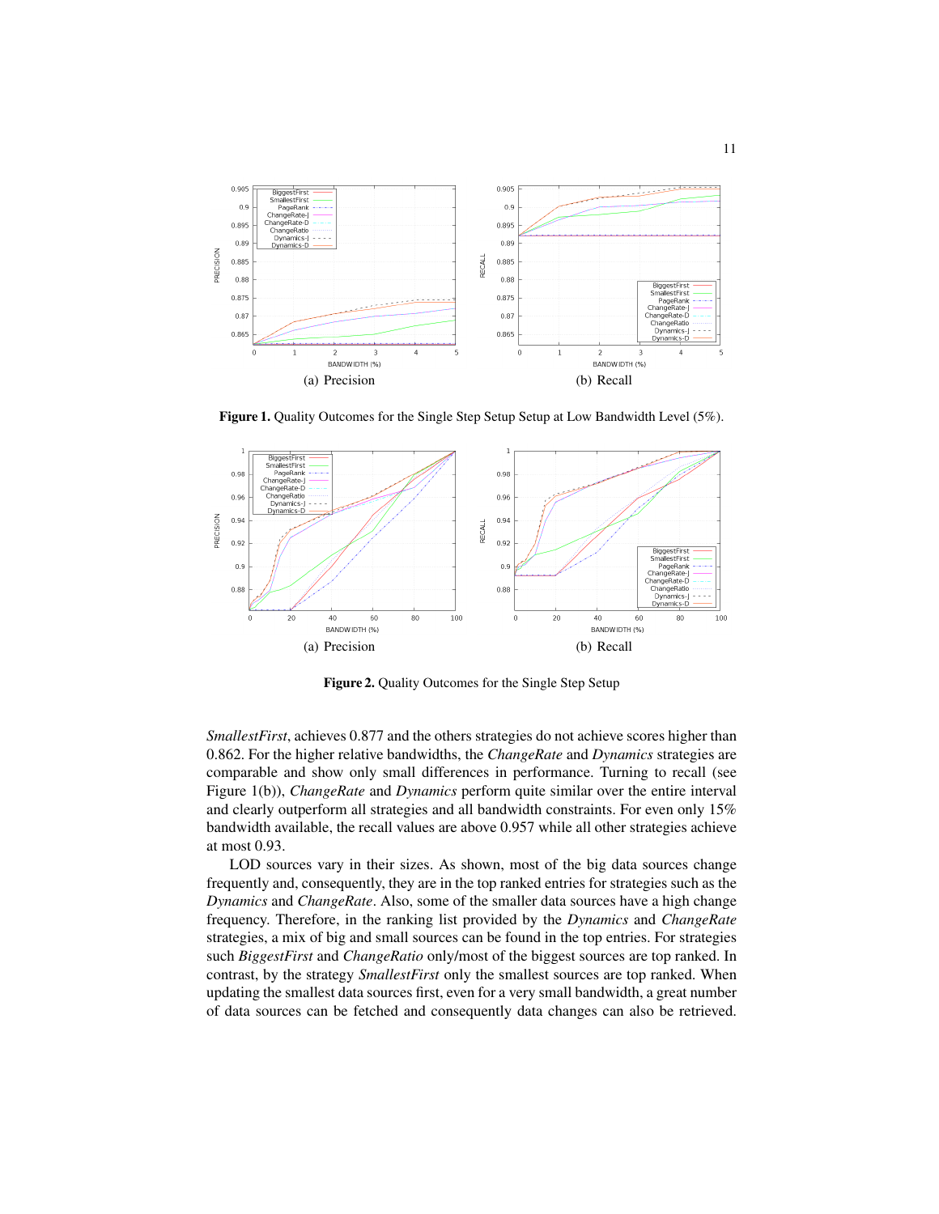(a) Precision

(b) Recall

**Figure 1.** Quality Outcomes for the Single Step Setup Setup at Low Bandwidth Level (5%).

(a) Precision

(b) Recall

**Figure 2.** Quality Outcomes for the Single Step Setup

*SmallestFirst*, achieves 0.877 and the others strategies do not achieve scores higher than 0.862. For the higher relative bandwidths, the *ChangeRate* and *Dynamics* strategies are comparable and show only small differences in performance. Turning to recall (see Figure 1(b)), *ChangeRate* and *Dynamics* perform quite similar over the entire interval and clearly outperform all strategies and all bandwidth constraints. For even only 15% bandwidth available, the recall values are above 0.957 while all other strategies achieve at most 0.93.

LOD sources vary in their sizes. As shown, most of the big data sources change frequently and, consequently, they are in the top ranked entries for strategies such as the *Dynamics* and *ChangeRate*. Also, some of the smaller data sources have a high change frequency. Therefore, in the ranking list provided by the *Dynamics* and *ChangeRate* strategies, a mix of big and small sources can be found in the top entries. For strategies such *BiggestFirst* and *ChangeRatio* only/most of the biggest sources are top ranked. In contrast, by the strategy *SmallestFirst* only the smallest sources are top ranked. When updating the smallest data sources first, even for a very small bandwidth, a great number of data sources can be fetched and consequently data changes can also be retrieved.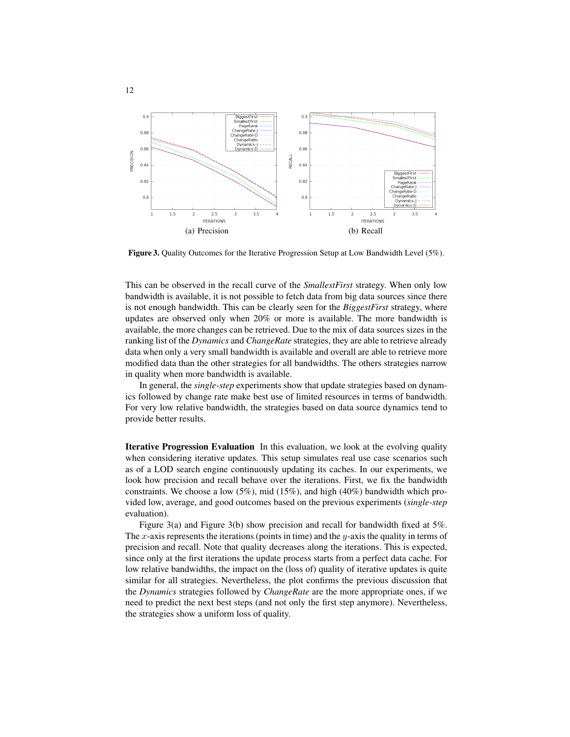(a) Precision (b) Recall

**Figure 3.** Quality Outcomes for the Iterative Progression Setup at Low Bandwidth Level (5%).

This can be observed in the recall curve of the *SmallestFirst* strategy. When only low bandwidth is available, it is not possible to fetch data from big data sources since there is not enough bandwidth. This can be clearly seen for the *BiggestFirst* strategy, where updates are observed only when 20% or more is available. The more bandwidth is available, the more changes can be retrieved. Due to the mix of data sources sizes in the ranking list of the *Dynamics* and *ChangeRate* strategies, they are able to retrieve already data when only a very small bandwidth is available and overall are able to retrieve more modified data than the other strategies for all bandwidths. The others strategies narrow in quality when more bandwidth is available.

In general, the *single-step* experiments show that update strategies based on dynamics followed by change rate make best use of limited resources in terms of bandwidth. For very low relative bandwidth, the strategies based on data source dynamics tend to provide better results.

**Iterative Progression Evaluation** In this evaluation, we look at the evolving quality when considering iterative updates. This setup simulates real use case scenarios such as of a LOD search engine continuously updating its caches. In our experiments, we look how precision and recall behave over the iterations. First, we fix the bandwidth constraints. We choose a low (5%), mid (15%), and high (40%) bandwidth which provided low, average, and good outcomes based on the previous experiments (*single-step* evaluation).

Figure 3(a) and Figure 3(b) show precision and recall for bandwidth fixed at 5%. The $x$-axis represents the iterations (points in time) and the $y$-axis the quality in terms of precision and recall. Note that quality decreases along the iterations. This is expected, since only at the first iterations the update process starts from a perfect data cache. For low relative bandwidths, the impact on the (loss of) quality of iterative updates is quite similar for all strategies. Nevertheless, the plot confirms the previous discussion that the *Dynamics* strategies followed by *ChangeRate* are the more appropriate ones, if we need to predict the next best steps (and not only the first step anymore). Nevertheless, the strategies show a uniform loss of quality.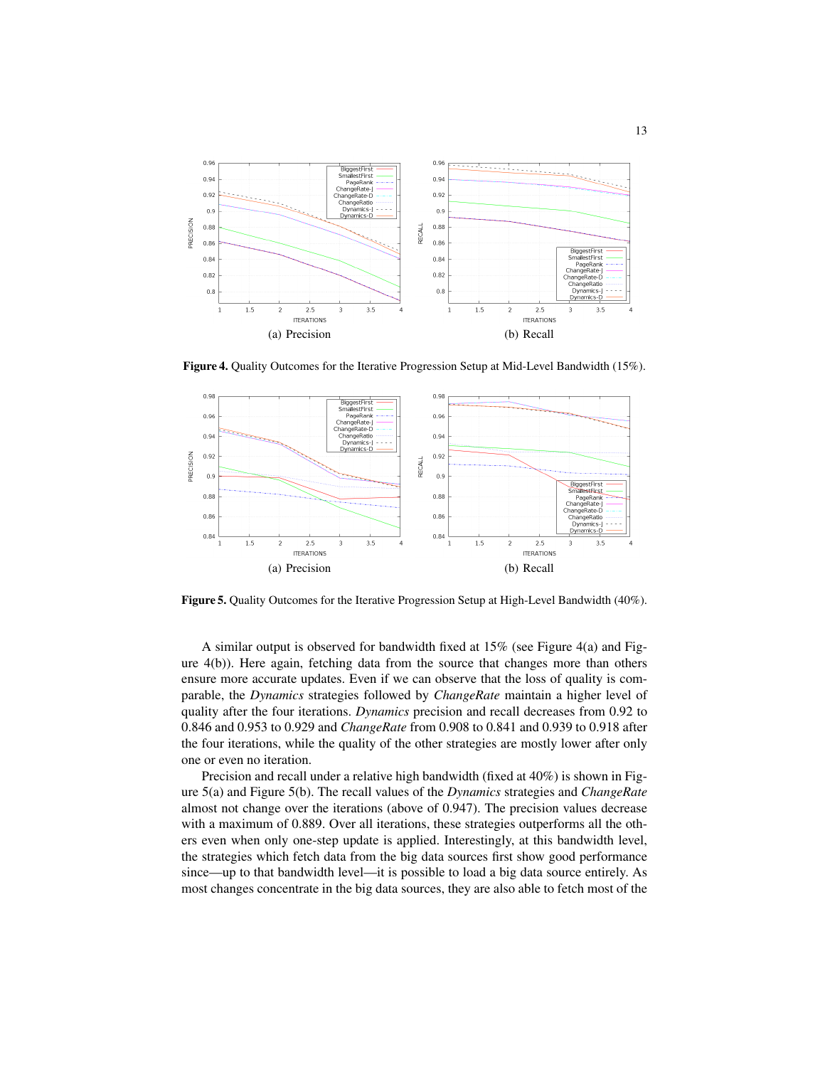(a) Precision

(b) Recall

**Figure 4.** Quality Outcomes for the Iterative Progression Setup at Mid-Level Bandwidth (15%).

(a) Precision

(b) Recall

**Figure 5.** Quality Outcomes for the Iterative Progression Setup at High-Level Bandwidth (40%).

A similar output is observed for bandwidth fixed at 15% (see Figure 4(a) and Figure 4(b)). Here again, fetching data from the source that changes more than others ensure more accurate updates. Even if we can observe that the loss of quality is comparable, the *Dynamics* strategies followed by *ChangeRate* maintain a higher level of quality after the four iterations. *Dynamics* precision and recall decreases from 0.92 to 0.846 and 0.953 to 0.929 and *ChangeRate* from 0.908 to 0.841 and 0.939 to 0.918 after the four iterations, while the quality of the other strategies are mostly lower after only one or even no iteration.

Precision and recall under a relative high bandwidth (fixed at 40%) is shown in Figure 5(a) and Figure 5(b). The recall values of the *Dynamics* strategies and *ChangeRate* almost not change over the iterations (above of 0.947). The precision values decrease with a maximum of 0.889. Over all iterations, these strategies outperforms all the others even when only one-step update is applied. Interestingly, at this bandwidth level, the strategies which fetch data from the big data sources first show good performance since—up to that bandwidth level—it is possible to load a big data source entirely. As most changes concentrate in the big data sources, they are also able to fetch most of the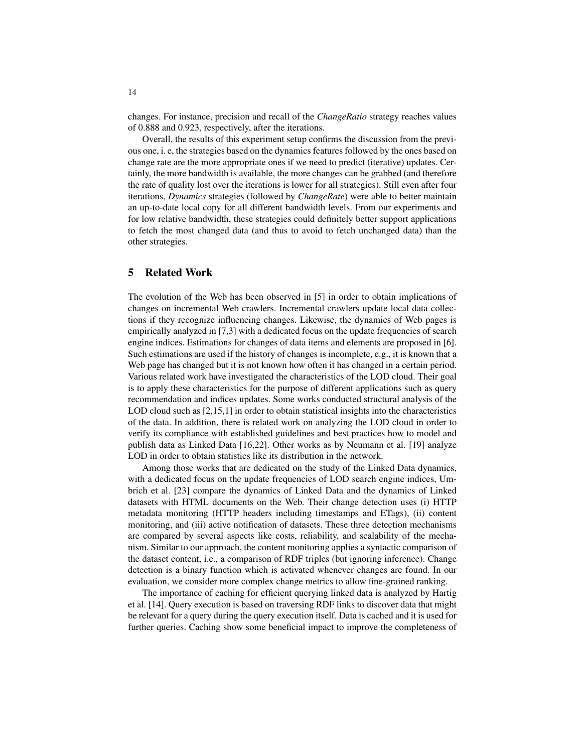changes. For instance, precision and recall of the *ChangeRatio* strategy reaches values of 0.888 and 0.923, respectively, after the iterations.

Overall, the results of this experiment setup confirms the discussion from the previous one, i. e, the strategies based on the dynamics features followed by the ones based on change rate are the more appropriate ones if we need to predict (iterative) updates. Certainly, the more bandwidth is available, the more changes can be grabbed (and therefore the rate of quality lost over the iterations is lower for all strategies). Still even after four iterations, *Dynamics* strategies (followed by *ChangeRate*) were able to better maintain an up-to-date local copy for all different bandwidth levels. From our experiments and for low relative bandwidth, these strategies could definitely better support applications to fetch the most changed data (and thus to avoid to fetch unchanged data) than the other strategies.

## 5 Related Work

The evolution of the Web has been observed in [5] in order to obtain implications of changes on incremental Web crawlers. Incremental crawlers update local data collections if they recognize influencing changes. Likewise, the dynamics of Web pages is empirically analyzed in [7,3] with a dedicated focus on the update frequencies of search engine indices. Estimations for changes of data items and elements are proposed in [6]. Such estimations are used if the history of changes is incomplete, e.g., it is known that a Web page has changed but it is not known how often it has changed in a certain period. Various related work have investigated the characteristics of the LOD cloud. Their goal is to apply these characteristics for the purpose of different applications such as query recommendation and indices updates. Some works conducted structural analysis of the LOD cloud such as [2,15,1] in order to obtain statistical insights into the characteristics of the data. In addition, there is related work on analyzing the LOD cloud in order to verify its compliance with established guidelines and best practices how to model and publish data as Linked Data [16,22]. Other works as by Neumann et al. [19] analyze LOD in order to obtain statistics like its distribution in the network.

Among those works that are dedicated on the study of the Linked Data dynamics, with a dedicated focus on the update frequencies of LOD search engine indices, Umbrich et al. [23] compare the dynamics of Linked Data and the dynamics of Linked datasets with HTML documents on the Web. Their change detection uses (i) HTTP metadata monitoring (HTTP headers including timestamps and ETags), (ii) content monitoring, and (iii) active notification of datasets. These three detection mechanisms are compared by several aspects like costs, reliability, and scalability of the mechanism. Similar to our approach, the content monitoring applies a syntactic comparison of the dataset content, i.e., a comparison of RDF triples (but ignoring inference). Change detection is a binary function which is activated whenever changes are found. In our evaluation, we consider more complex change metrics to allow fine-grained ranking.

The importance of caching for efficient querying linked data is analyzed by Hartig et al. [14]. Query execution is based on traversing RDF links to discover data that might be relevant for a query during the query execution itself. Data is cached and it is used for further queries. Caching show some beneficial impact to improve the completeness of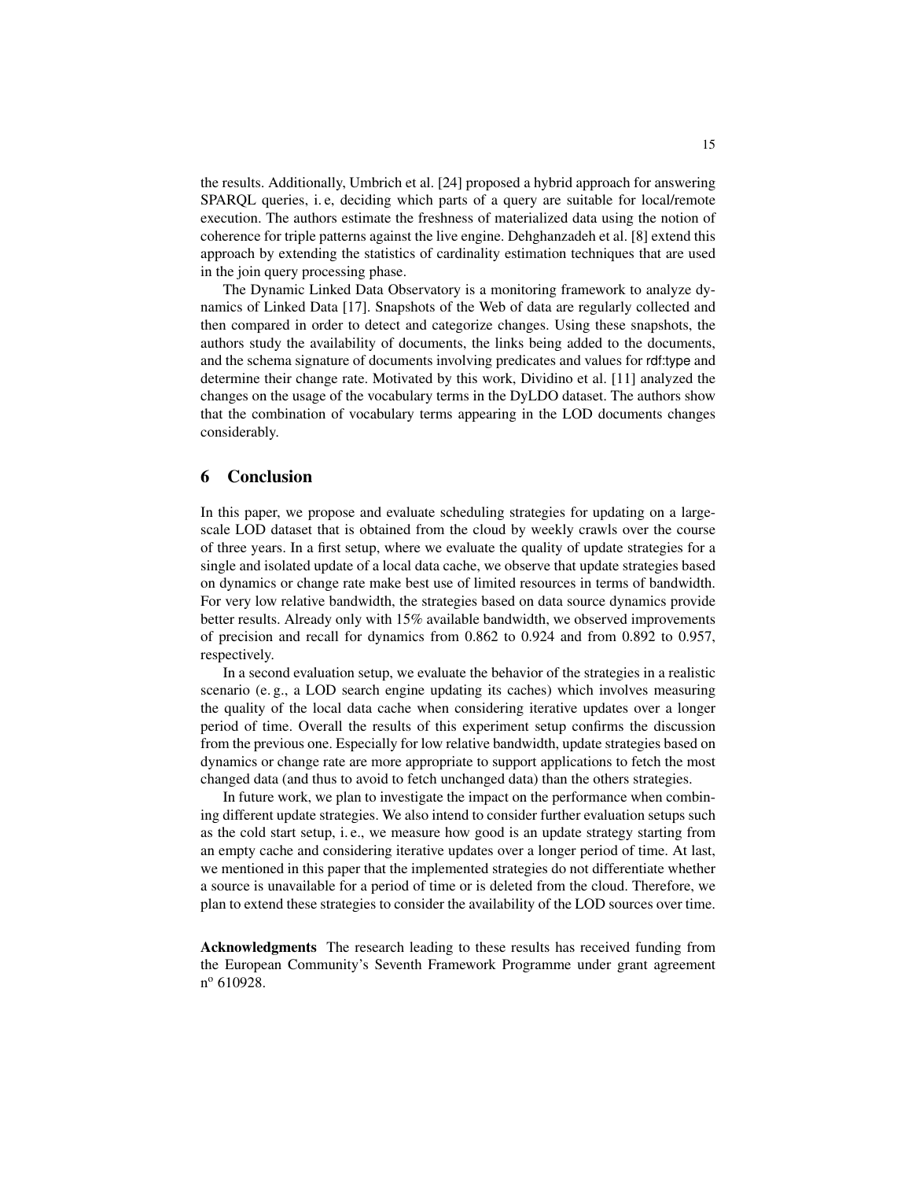the results. Additionally, Umbrich et al. [24] proposed a hybrid approach for answering SPARQL queries, i. e, deciding which parts of a query are suitable for local/remote execution. The authors estimate the freshness of materialized data using the notion of coherence for triple patterns against the live engine. Dehghanzadeh et al. [8] extend this approach by extending the statistics of cardinality estimation techniques that are used in the join query processing phase.

The Dynamic Linked Data Observatory is a monitoring framework to analyze dynamics of Linked Data [17]. Snapshots of the Web of data are regularly collected and then compared in order to detect and categorize changes. Using these snapshots, the authors study the availability of documents, the links being added to the documents, and the schema signature of documents involving predicates and values for rdf:type and determine their change rate. Motivated by this work, Dividino et al. [11] analyzed the changes on the usage of the vocabulary terms in the DyLDO dataset. The authors show that the combination of vocabulary terms appearing in the LOD documents changes considerably.

## 6 Conclusion

In this paper, we propose and evaluate scheduling strategies for updating on a large-scale LOD dataset that is obtained from the cloud by weekly crawls over the course of three years. In a first setup, where we evaluate the quality of update strategies for a single and isolated update of a local data cache, we observe that update strategies based on dynamics or change rate make best use of limited resources in terms of bandwidth. For very low relative bandwidth, the strategies based on data source dynamics provide better results. Already only with 15% available bandwidth, we observed improvements of precision and recall for dynamics from 0.862 to 0.924 and from 0.892 to 0.957, respectively.

In a second evaluation setup, we evaluate the behavior of the strategies in a realistic scenario (e. g., a LOD search engine updating its caches) which involves measuring the quality of the local data cache when considering iterative updates over a longer period of time. Overall the results of this experiment setup confirms the discussion from the previous one. Especially for low relative bandwidth, update strategies based on dynamics or change rate are more appropriate to support applications to fetch the most changed data (and thus to avoid to fetch unchanged data) than the others strategies.

In future work, we plan to investigate the impact on the performance when combining different update strategies. We also intend to consider further evaluation setups such as the cold start setup, i. e., we measure how good is an update strategy starting from an empty cache and considering iterative updates over a longer period of time. At last, we mentioned in this paper that the implemented strategies do not differentiate whether a source is unavailable for a period of time or is deleted from the cloud. Therefore, we plan to extend these strategies to consider the availability of the LOD sources over time.

**Acknowledgments** The research leading to these results has received funding from the European Community's Seventh Framework Programme under grant agreement n$^{o}$ 610928.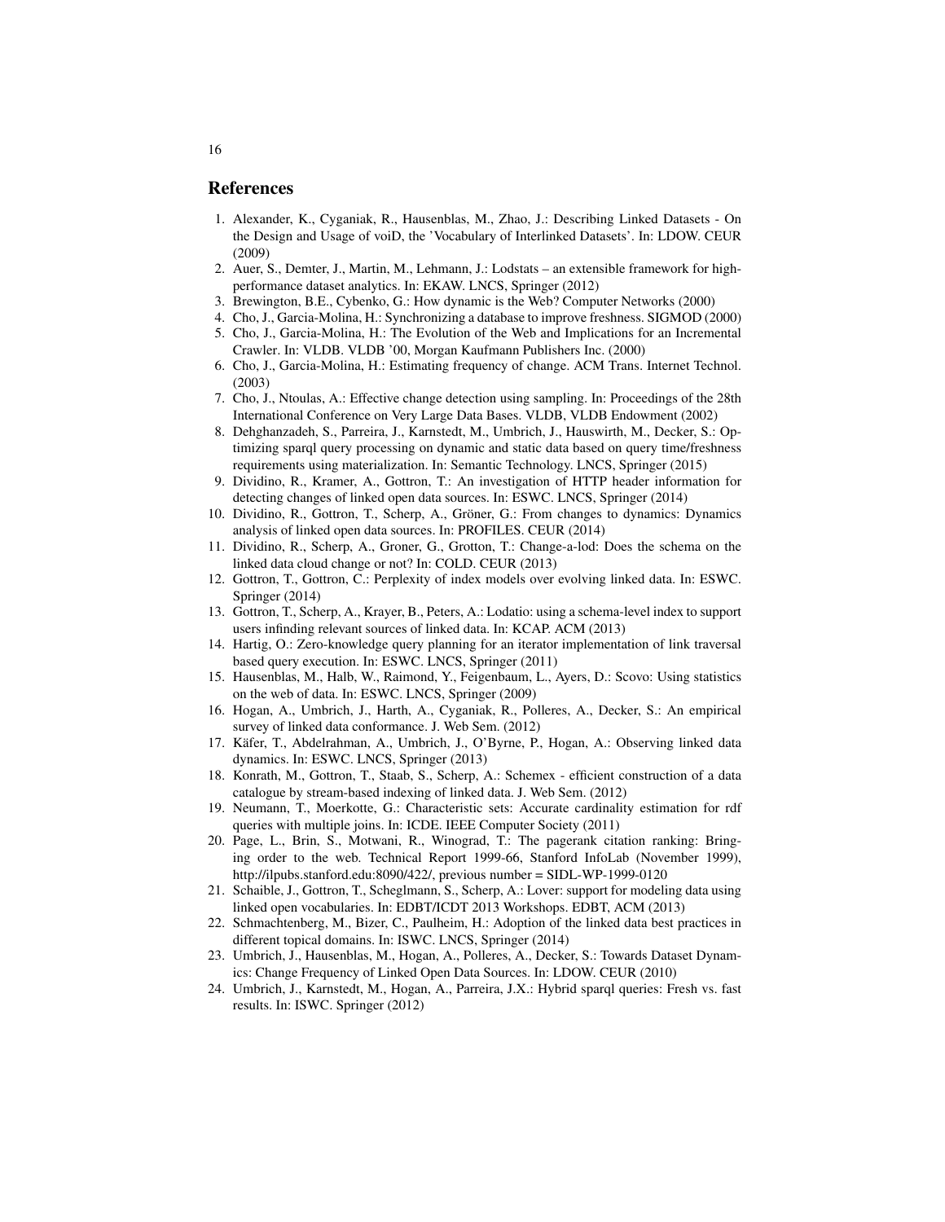## References

1. Alexander, K., Cyganiak, R., Hausenblas, M., Zhao, J.: Describing Linked Datasets - On the Design and Usage of voiD, the 'Vocabulary of Interlinked Datasets'. In: LDOW. CEUR (2009)
2. Auer, S., Demter, J., Martin, M., Lehmann, J.: Lodstats – an extensible framework for high-performance dataset analytics. In: EKAW. LNCS, Springer (2012)
3. Brewington, B.E., Cybenko, G.: How dynamic is the Web? Computer Networks (2000)
4. Cho, J., Garcia-Molina, H.: Synchronizing a database to improve freshness. SIGMOD (2000)
5. Cho, J., Garcia-Molina, H.: The Evolution of the Web and Implications for an Incremental Crawler. In: VLDB. VLDB '00, Morgan Kaufmann Publishers Inc. (2000)
6. Cho, J., Garcia-Molina, H.: Estimating frequency of change. ACM Trans. Internet Technol. (2003)
7. Cho, J., Ntoulas, A.: Effective change detection using sampling. In: Proceedings of the 28th International Conference on Very Large Data Bases. VLDB, VLDB Endowment (2002)
8. Dehghanzadeh, S., Parreira, J., Karnstedt, M., Umbrich, J., Hauswirth, M., Decker, S.: Optimizing sparql query processing on dynamic and static data based on query time/freshness requirements using materialization. In: Semantic Technology. LNCS, Springer (2015)
9. Dividino, R., Kramer, A., Gottron, T.: An investigation of HTTP header information for detecting changes of linked open data sources. In: ESWC. LNCS, Springer (2014)
10. Dividino, R., Gottron, T., Scherp, A., Gröner, G.: From changes to dynamics: Dynamics analysis of linked open data sources. In: PROFILES. CEUR (2014)
11. Dividino, R., Scherp, A., Groner, G., Grotton, T.: Change-a-lod: Does the schema on the linked data cloud change or not? In: COLD. CEUR (2013)
12. Gottron, T., Gottron, C.: Perplexity of index models over evolving linked data. In: ESWC. Springer (2014)
13. Gottron, T., Scherp, A., Krayer, B., Peters, A.: Lodatio: using a schema-level index to support users infinding relevant sources of linked data. In: KCAP. ACM (2013)
14. Hartig, O.: Zero-knowledge query planning for an iterator implementation of link traversal based query execution. In: ESWC. LNCS, Springer (2011)
15. Hausenblas, M., Halb, W., Raimond, Y., Feigenbaum, L., Ayers, D.: Scovo: Using statistics on the web of data. In: ESWC. LNCS, Springer (2009)
16. Hogan, A., Umbrich, J., Harth, A., Cyganiak, R., Polleres, A., Decker, S.: An empirical survey of linked data conformance. J. Web Sem. (2012)
17. Käfer, T., Abdelrahman, A., Umbrich, J., O'Byrne, P., Hogan, A.: Observing linked data dynamics. In: ESWC. LNCS, Springer (2013)
18. Konrath, M., Gottron, T., Staab, S., Scherp, A.: Schemex - efficient construction of a data catalogue by stream-based indexing of linked data. J. Web Sem. (2012)
19. Neumann, T., Moerkotte, G.: Characteristic sets: Accurate cardinality estimation for rdf queries with multiple joins. In: ICDE. IEEE Computer Society (2011)
20. Page, L., Brin, S., Motwani, R., Winograd, T.: The pagerank citation ranking: Bringing order to the web. Technical Report 1999-66, Stanford InfoLab (November 1999), http://ilpubs.stanford.edu:8090/422/, previous number = SIDL-WP-1999-0120
21. Schaible, J., Gottron, T., Scheglmann, S., Scherp, A.: Lover: support for modeling data using linked open vocabularies. In: EDBT/ICDT 2013 Workshops. EDBT, ACM (2013)
22. Schmachtenberg, M., Bizer, C., Paulheim, H.: Adoption of the linked data best practices in different topical domains. In: ISWC. LNCS, Springer (2014)
23. Umbrich, J., Hausenblas, M., Hogan, A., Polleres, A., Decker, S.: Towards Dataset Dynamics: Change Frequency of Linked Open Data Sources. In: LDOW. CEUR (2010)
24. Umbrich, J., Karnstedt, M., Hogan, A., Parreira, J.X.: Hybrid sparql queries: Fresh vs. fast results. In: ISWC. Springer (2012)